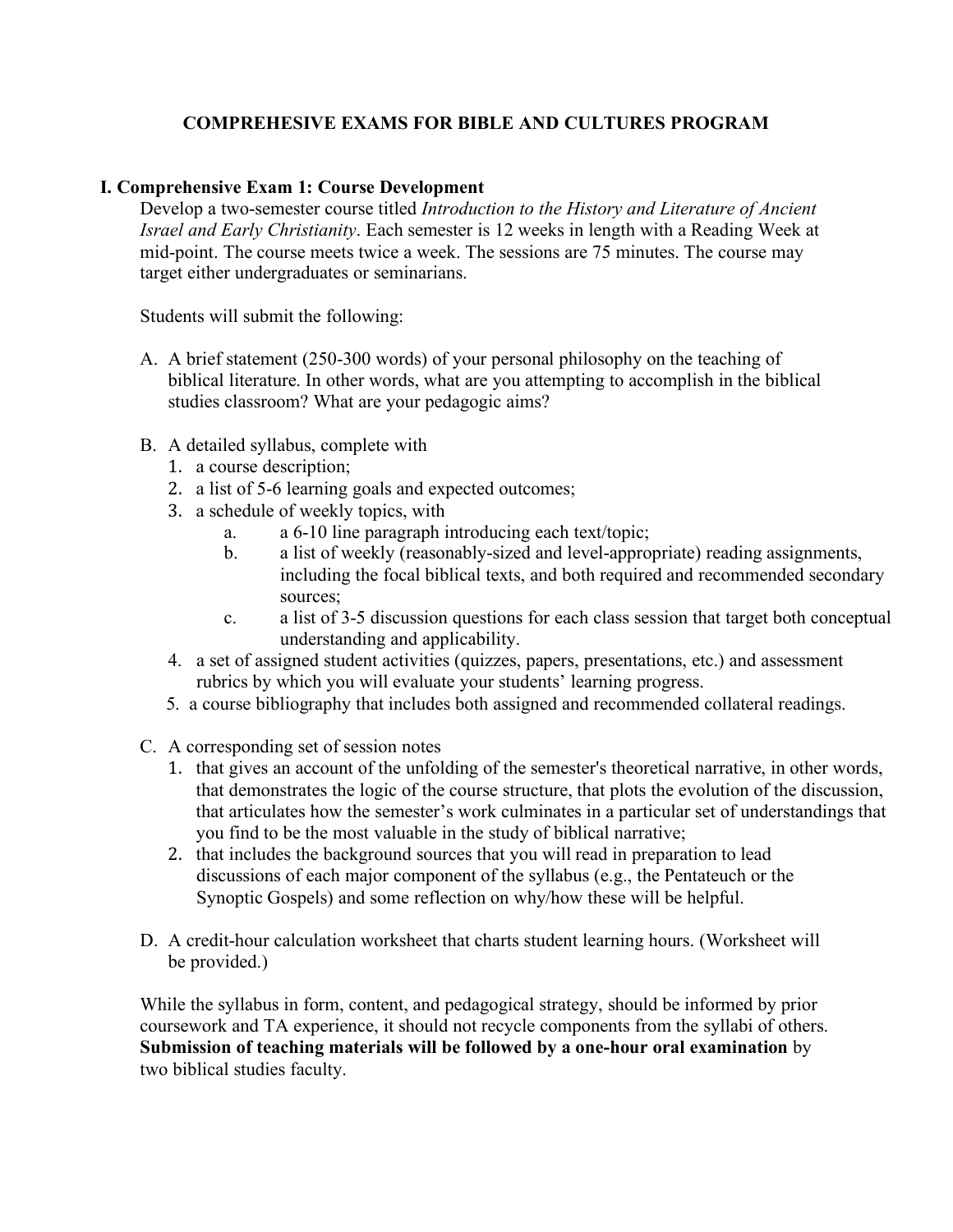# COMPREHESIVE EXAMS FOR BIBLE AND CULTURES PROGRAM

## I. Comprehensive Exam 1: Course Development

Develop a two-semester course titled *Introduction to the History and Literature of Ancient Israel and Early Christianity*. Each semester is 12 weeks in length with a Reading Week at mid-point. The course meets twice a week. The sessions are 75 minutes. The course may target either undergraduates or seminarians.

Students will submit the following:

A. A brief statement (250-300 words) of your personal philosophy on the teaching of biblical literature. In other words, what are you attempting to accomplish in the biblical studies classroom? What are your pedagogic aims?

B. A detailed syllabus, complete with
   1. a course description;
   2. a list of 5-6 learning goals and expected outcomes;
   3. a schedule of weekly topics, with
      a. a 6-10 line paragraph introducing each text/topic;
      b. a list of weekly (reasonably-sized and level-appropriate) reading assignments, including the focal biblical texts, and both required and recommended secondary sources;
      c. a list of 3-5 discussion questions for each class session that target both conceptual understanding and applicability.
   4. a set of assigned student activities (quizzes, papers, presentations, etc.) and assessment rubrics by which you will evaluate your students' learning progress.
   5. a course bibliography that includes both assigned and recommended collateral readings.

C. A corresponding set of session notes
   1. that gives an account of the unfolding of the semester's theoretical narrative, in other words, that demonstrates the logic of the course structure, that plots the evolution of the discussion, that articulates how the semester's work culminates in a particular set of understandings that you find to be the most valuable in the study of biblical narrative;
   2. that includes the background sources that you will read in preparation to lead discussions of each major component of the syllabus (e.g., the Pentateuch or the Synoptic Gospels) and some reflection on why/how these will be helpful.

D. A credit-hour calculation worksheet that charts student learning hours. (Worksheet will be provided.)

While the syllabus in form, content, and pedagogical strategy, should be informed by prior coursework and TA experience, it should not recycle components from the syllabi of others. **Submission of teaching materials will be followed by a one-hour oral examination** by two biblical studies faculty.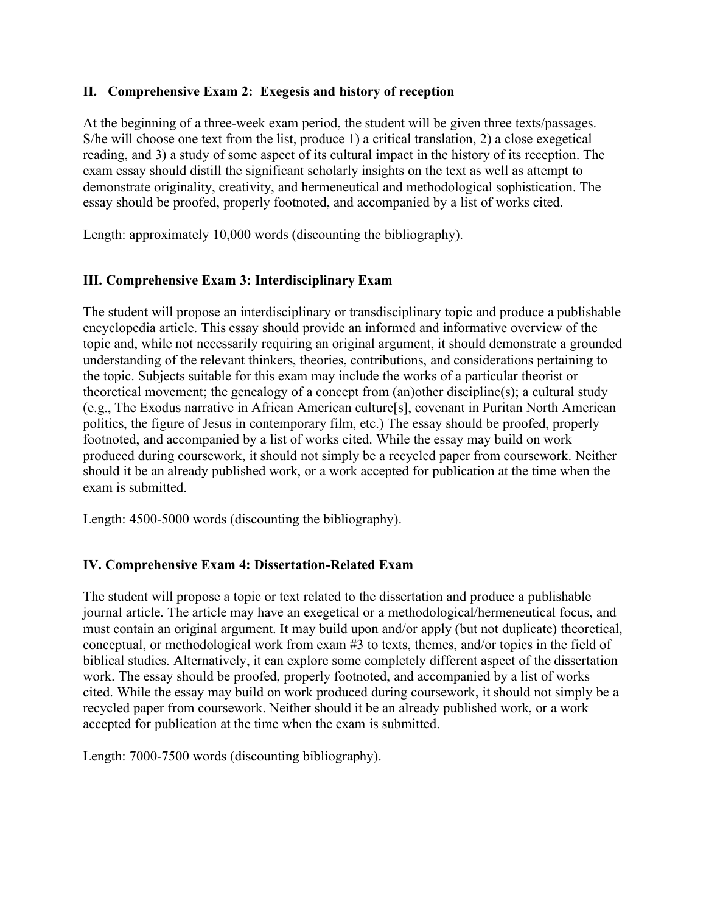## II. Comprehensive Exam 2: Exegesis and history of reception

At the beginning of a three-week exam period, the student will be given three texts/passages. S/he will choose one text from the list, produce 1) a critical translation, 2) a close exegetical reading, and 3) a study of some aspect of its cultural impact in the history of its reception. The exam essay should distill the significant scholarly insights on the text as well as attempt to demonstrate originality, creativity, and hermeneutical and methodological sophistication. The essay should be proofed, properly footnoted, and accompanied by a list of works cited.

Length: approximately 10,000 words (discounting the bibliography).

## III. Comprehensive Exam 3: Interdisciplinary Exam

The student will propose an interdisciplinary or transdisciplinary topic and produce a publishable encyclopedia article. This essay should provide an informed and informative overview of the topic and, while not necessarily requiring an original argument, it should demonstrate a grounded understanding of the relevant thinkers, theories, contributions, and considerations pertaining to the topic. Subjects suitable for this exam may include the works of a particular theorist or theoretical movement; the genealogy of a concept from (an)other discipline(s); a cultural study (e.g., The Exodus narrative in African American culture[s], covenant in Puritan North American politics, the figure of Jesus in contemporary film, etc.) The essay should be proofed, properly footnoted, and accompanied by a list of works cited. While the essay may build on work produced during coursework, it should not simply be a recycled paper from coursework. Neither should it be an already published work, or a work accepted for publication at the time when the exam is submitted.

Length: 4500-5000 words (discounting the bibliography).

## IV. Comprehensive Exam 4: Dissertation-Related Exam

The student will propose a topic or text related to the dissertation and produce a publishable journal article. The article may have an exegetical or a methodological/hermeneutical focus, and must contain an original argument. It may build upon and/or apply (but not duplicate) theoretical, conceptual, or methodological work from exam #3 to texts, themes, and/or topics in the field of biblical studies. Alternatively, it can explore some completely different aspect of the dissertation work. The essay should be proofed, properly footnoted, and accompanied by a list of works cited. While the essay may build on work produced during coursework, it should not simply be a recycled paper from coursework. Neither should it be an already published work, or a work accepted for publication at the time when the exam is submitted.

Length: 7000-7500 words (discounting bibliography).